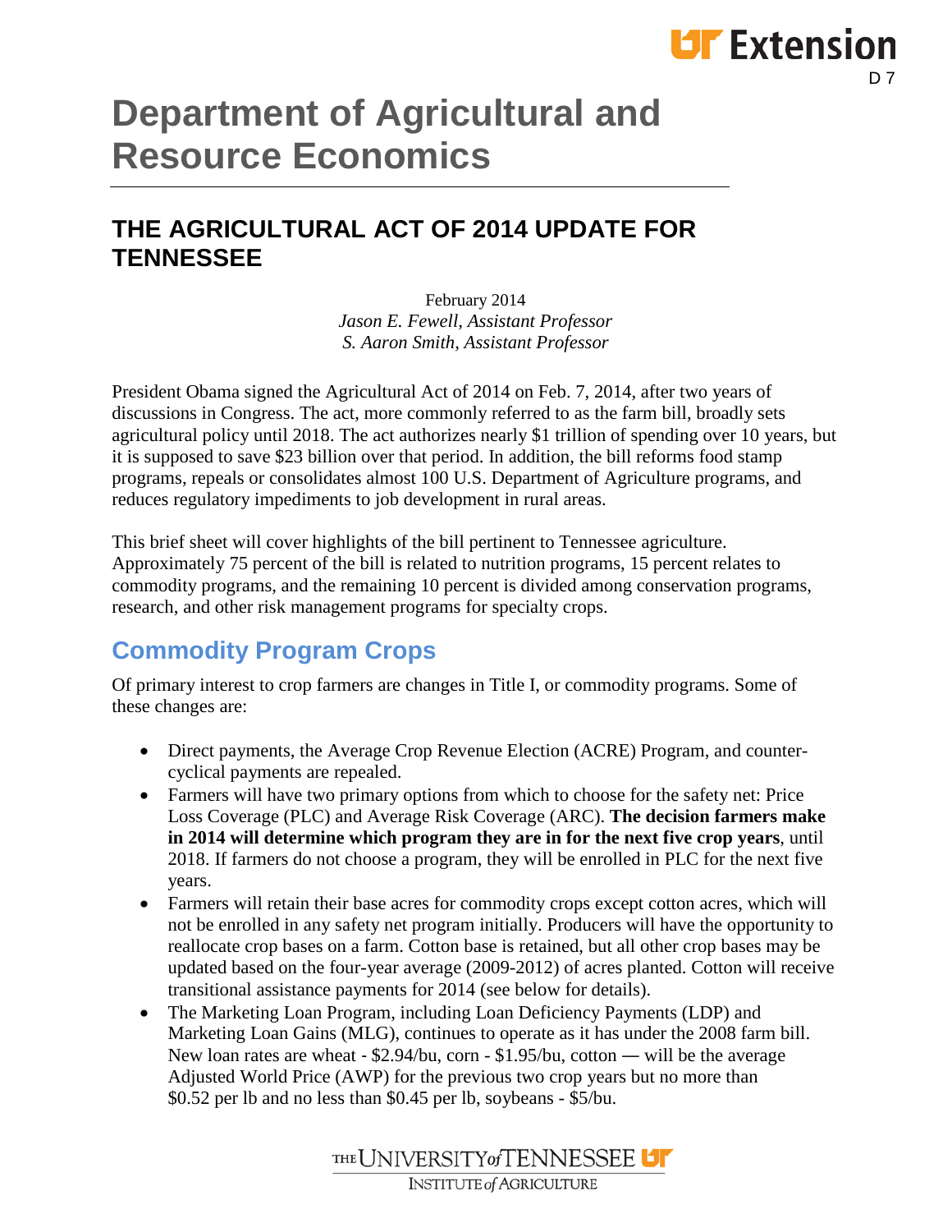# Department of Agricultural and Resource Economics

## THE AGRICULTURAL ACT OF 2014 UPDATE FOR TENNESSEE

February 2014
*Jason E. Fewell, Assistant Professor*
*S. Aaron Smith, Assistant Professor*

President Obama signed the Agricultural Act of 2014 on Feb. 7, 2014, after two years of discussions in Congress. The act, more commonly referred to as the farm bill, broadly sets agricultural policy until 2018. The act authorizes nearly $1 trillion of spending over 10 years, but it is supposed to save $23 billion over that period. In addition, the bill reforms food stamp programs, repeals or consolidates almost 100 U.S. Department of Agriculture programs, and reduces regulatory impediments to job development in rural areas.

This brief sheet will cover highlights of the bill pertinent to Tennessee agriculture. Approximately 75 percent of the bill is related to nutrition programs, 15 percent relates to commodity programs, and the remaining 10 percent is divided among conservation programs, research, and other risk management programs for specialty crops.

## Commodity Program Crops

Of primary interest to crop farmers are changes in Title I, or commodity programs. Some of these changes are:

- Direct payments, the Average Crop Revenue Election (ACRE) Program, and counter-cyclical payments are repealed.
- Farmers will have two primary options from which to choose for the safety net: Price Loss Coverage (PLC) and Average Risk Coverage (ARC). **The decision farmers make in 2014 will determine which program they are in for the next five crop years**, until 2018. If farmers do not choose a program, they will be enrolled in PLC for the next five years.
- Farmers will retain their base acres for commodity crops except cotton acres, which will not be enrolled in any safety net program initially. Producers will have the opportunity to reallocate crop bases on a farm. Cotton base is retained, but all other crop bases may be updated based on the four-year average (2009-2012) of acres planted. Cotton will receive transitional assistance payments for 2014 (see below for details).
- The Marketing Loan Program, including Loan Deficiency Payments (LDP) and Marketing Loan Gains (MLG), continues to operate as it has under the 2008 farm bill. New loan rates are wheat - $2.94/bu, corn - $1.95/bu, cotton — will be the average Adjusted World Price (AWP) for the previous two crop years but no more than $0.52 per lb and no less than $0.45 per lb, soybeans - $5/bu.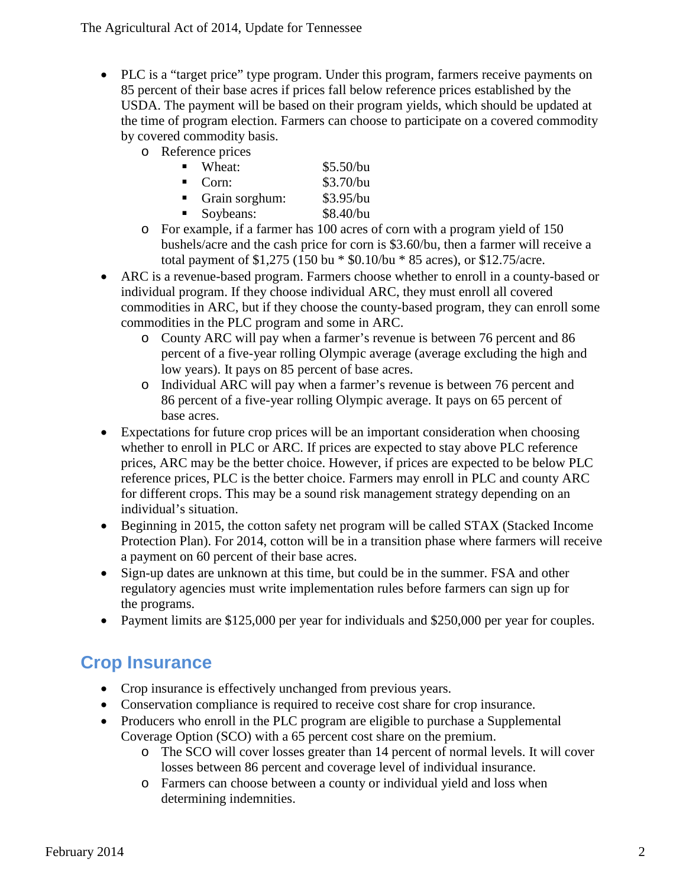- PLC is a "target price" type program. Under this program, farmers receive payments on 85 percent of their base acres if prices fall below reference prices established by the USDA. The payment will be based on their program yields, which should be updated at the time of program election. Farmers can choose to participate on a covered commodity by covered commodity basis.
    - Reference prices
        - Wheat: $5.50/bu
        - Corn: $3.70/bu
        - Grain sorghum: $3.95/bu
        - Soybeans: $8.40/bu
    - For example, if a farmer has 100 acres of corn with a program yield of 150 bushels/acre and the cash price for corn is $3.60/bu, then a farmer will receive a total payment of $1,275 (150 bu * $0.10/bu * 85 acres), or $12.75/acre.
- ARC is a revenue-based program. Farmers choose whether to enroll in a county-based or individual program. If they choose individual ARC, they must enroll all covered commodities in ARC, but if they choose the county-based program, they can enroll some commodities in the PLC program and some in ARC.
    - County ARC will pay when a farmer's revenue is between 76 percent and 86 percent of a five-year rolling Olympic average (average excluding the high and low years). It pays on 85 percent of base acres.
    - Individual ARC will pay when a farmer's revenue is between 76 percent and 86 percent of a five-year rolling Olympic average. It pays on 65 percent of base acres.
- Expectations for future crop prices will be an important consideration when choosing whether to enroll in PLC or ARC. If prices are expected to stay above PLC reference prices, ARC may be the better choice. However, if prices are expected to be below PLC reference prices, PLC is the better choice. Farmers may enroll in PLC and county ARC for different crops. This may be a sound risk management strategy depending on an individual's situation.
- Beginning in 2015, the cotton safety net program will be called STAX (Stacked Income Protection Plan). For 2014, cotton will be in a transition phase where farmers will receive a payment on 60 percent of their base acres.
- Sign-up dates are unknown at this time, but could be in the summer. FSA and other regulatory agencies must write implementation rules before farmers can sign up for the programs.
- Payment limits are $125,000 per year for individuals and $250,000 per year for couples.

## Crop Insurance

- Crop insurance is effectively unchanged from previous years.
- Conservation compliance is required to receive cost share for crop insurance.
- Producers who enroll in the PLC program are eligible to purchase a Supplemental Coverage Option (SCO) with a 65 percent cost share on the premium.
    - The SCO will cover losses greater than 14 percent of normal levels. It will cover losses between 86 percent and coverage level of individual insurance.
    - Farmers can choose between a county or individual yield and loss when determining indemnities.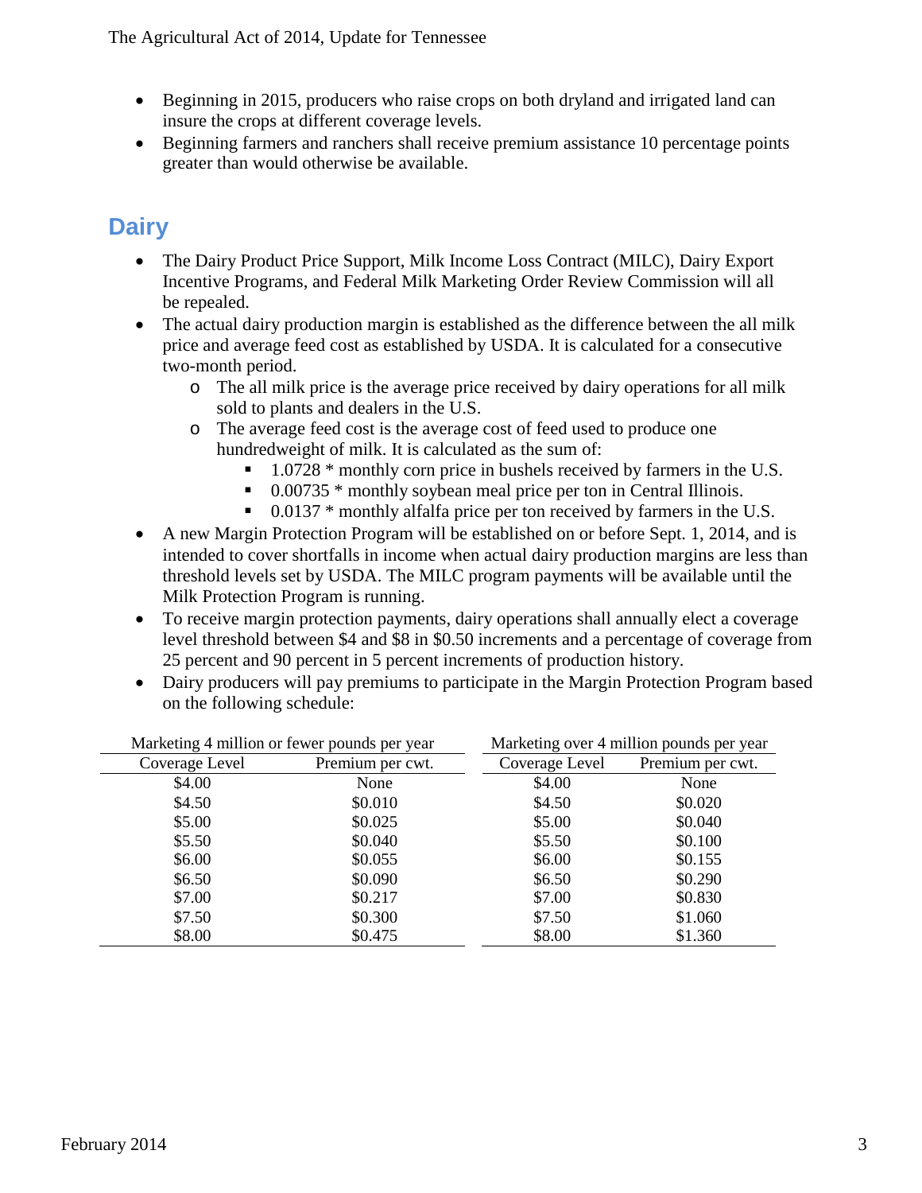- Beginning in 2015, producers who raise crops on both dryland and irrigated land can insure the crops at different coverage levels.
- Beginning farmers and ranchers shall receive premium assistance 10 percentage points greater than would otherwise be available.

## Dairy

- The Dairy Product Price Support, Milk Income Loss Contract (MILC), Dairy Export Incentive Programs, and Federal Milk Marketing Order Review Commission will all be repealed.
- The actual dairy production margin is established as the difference between the all milk price and average feed cost as established by USDA. It is calculated for a consecutive two-month period.
  - The all milk price is the average price received by dairy operations for all milk sold to plants and dealers in the U.S.
  - The average feed cost is the average cost of feed used to produce one hundredweight of milk. It is calculated as the sum of:
    - 1.0728 * monthly corn price in bushels received by farmers in the U.S.
    - 0.00735 * monthly soybean meal price per ton in Central Illinois.
    - 0.0137 * monthly alfalfa price per ton received by farmers in the U.S.
- A new Margin Protection Program will be established on or before Sept. 1, 2014, and is intended to cover shortfalls in income when actual dairy production margins are less than threshold levels set by USDA. The MILC program payments will be available until the Milk Protection Program is running.
- To receive margin protection payments, dairy operations shall annually elect a coverage level threshold between $4 and $8 in $0.50 increments and a percentage of coverage from 25 percent and 90 percent in 5 percent increments of production history.
- Dairy producers will pay premiums to participate in the Margin Protection Program based on the following schedule:

| Marketing 4 million or fewer pounds per year | | Marketing over 4 million pounds per year | |
|---|---|---|---|
| Coverage Level | Premium per cwt. | Coverage Level | Premium per cwt. |
| $4.00 | None | $4.00 | None |
| $4.50 | $0.010 | $4.50 | $0.020 |
| $5.00 | $0.025 | $5.00 | $0.040 |
| $5.50 | $0.040 | $5.50 | $0.100 |
| $6.00 | $0.055 | $6.00 | $0.155 |
| $6.50 | $0.090 | $6.50 | $0.290 |
| $7.00 | $0.217 | $7.00 | $0.830 |
| $7.50 | $0.300 | $7.50 | $1.060 |
| $8.00 | $0.475 | $8.00 | $1.360 |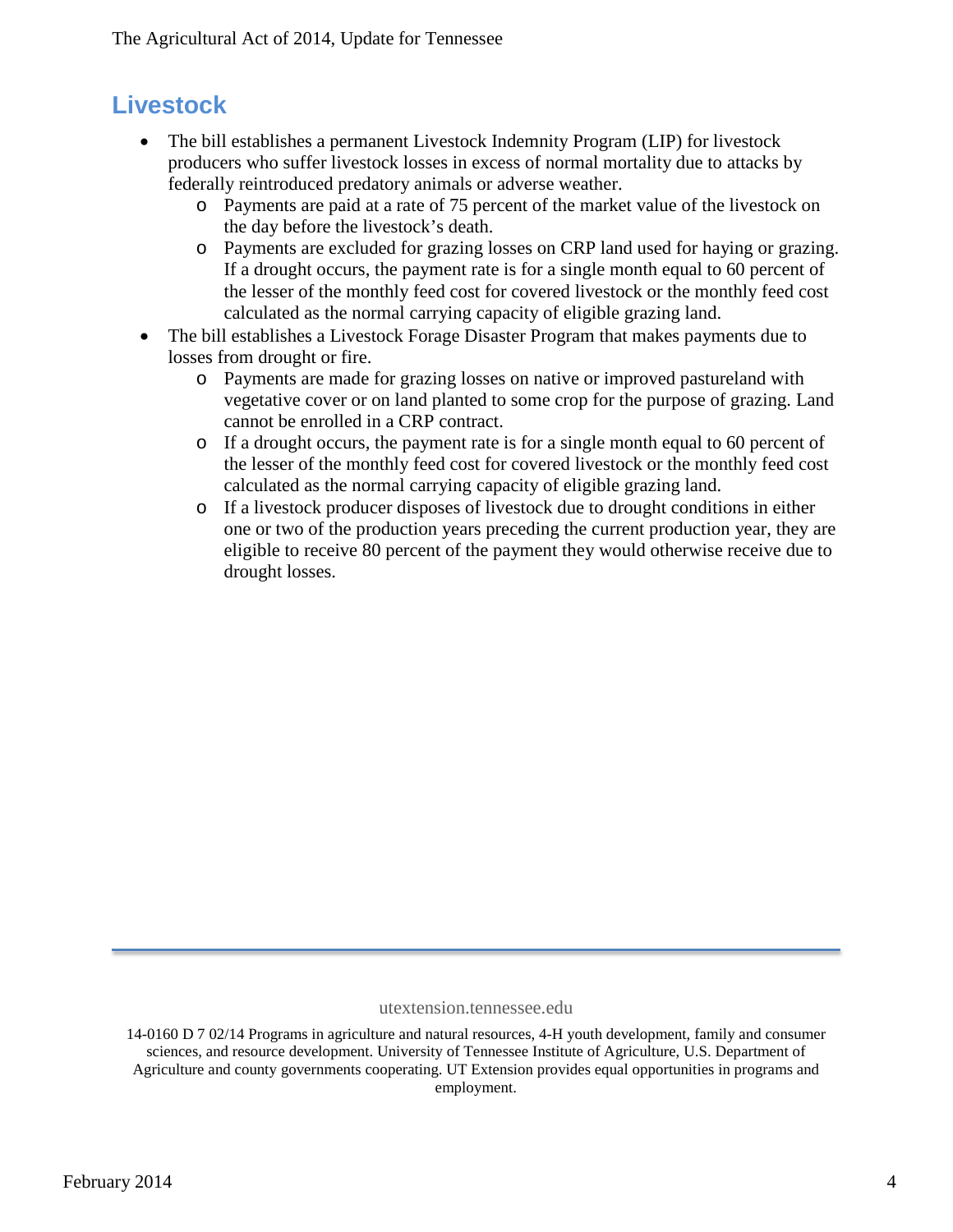## Livestock

- The bill establishes a permanent Livestock Indemnity Program (LIP) for livestock producers who suffer livestock losses in excess of normal mortality due to attacks by federally reintroduced predatory animals or adverse weather.
  - Payments are paid at a rate of 75 percent of the market value of the livestock on the day before the livestock's death.
  - Payments are excluded for grazing losses on CRP land used for haying or grazing. If a drought occurs, the payment rate is for a single month equal to 60 percent of the lesser of the monthly feed cost for covered livestock or the monthly feed cost calculated as the normal carrying capacity of eligible grazing land.
- The bill establishes a Livestock Forage Disaster Program that makes payments due to losses from drought or fire.
  - Payments are made for grazing losses on native or improved pastureland with vegetative cover or on land planted to some crop for the purpose of grazing. Land cannot be enrolled in a CRP contract.
  - If a drought occurs, the payment rate is for a single month equal to 60 percent of the lesser of the monthly feed cost for covered livestock or the monthly feed cost calculated as the normal carrying capacity of eligible grazing land.
  - If a livestock producer disposes of livestock due to drought conditions in either one or two of the production years preceding the current production year, they are eligible to receive 80 percent of the payment they would otherwise receive due to drought losses.

---

utextension.tennessee.edu

14-0160 D 7 02/14 Programs in agriculture and natural resources, 4-H youth development, family and consumer sciences, and resource development. University of Tennessee Institute of Agriculture, U.S. Department of Agriculture and county governments cooperating. UT Extension provides equal opportunities in programs and employment.